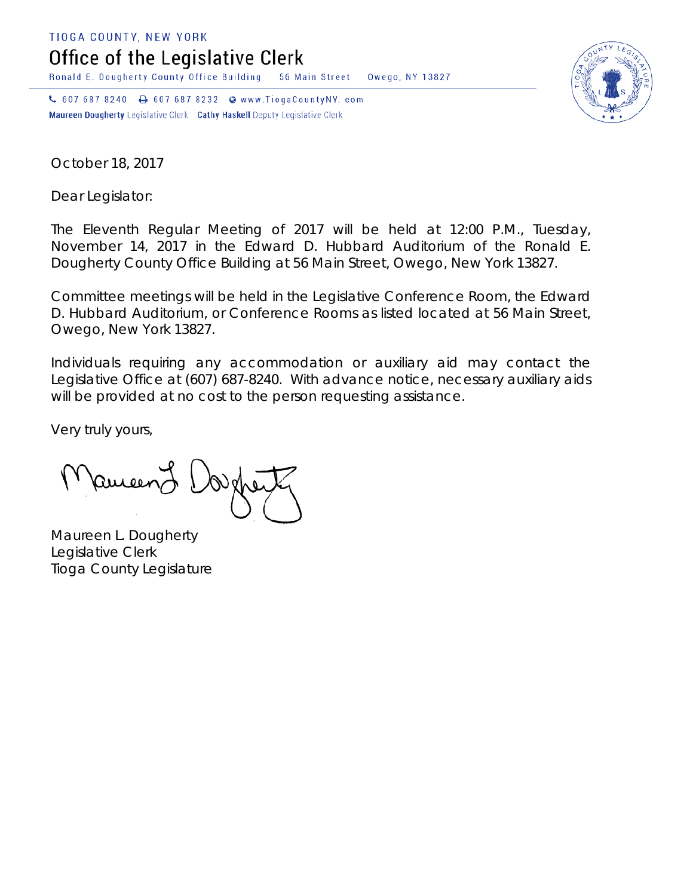TIOGA COUNTY, NEW YORK

# Office of the Legislative Clerk

Ronald E. Dougherty County Office Building    56 Main Street    Owego, NY 13827

607 687 8240    607 687 8232    www.TiogaCountyNY.com

**Maureen Dougherty** Legislative Clerk    **Cathy Haskell** Deputy Legislative Clerk

October 18, 2017

Dear Legislator:

The Eleventh Regular Meeting of 2017 will be held at 12:00 P.M., Tuesday, November 14, 2017 in the Edward D. Hubbard Auditorium of the Ronald E. Dougherty County Office Building at 56 Main Street, Owego, New York 13827.

Committee meetings will be held in the Legislative Conference Room, the Edward D. Hubbard Auditorium, or Conference Rooms as listed located at 56 Main Street, Owego, New York 13827.

Individuals requiring any accommodation or auxiliary aid may contact the Legislative Office at (607) 687-8240. With advance notice, necessary auxiliary aids will be provided at no cost to the person requesting assistance.

Very truly yours,

Maureen L. Dougherty
Legislative Clerk
Tioga County Legislature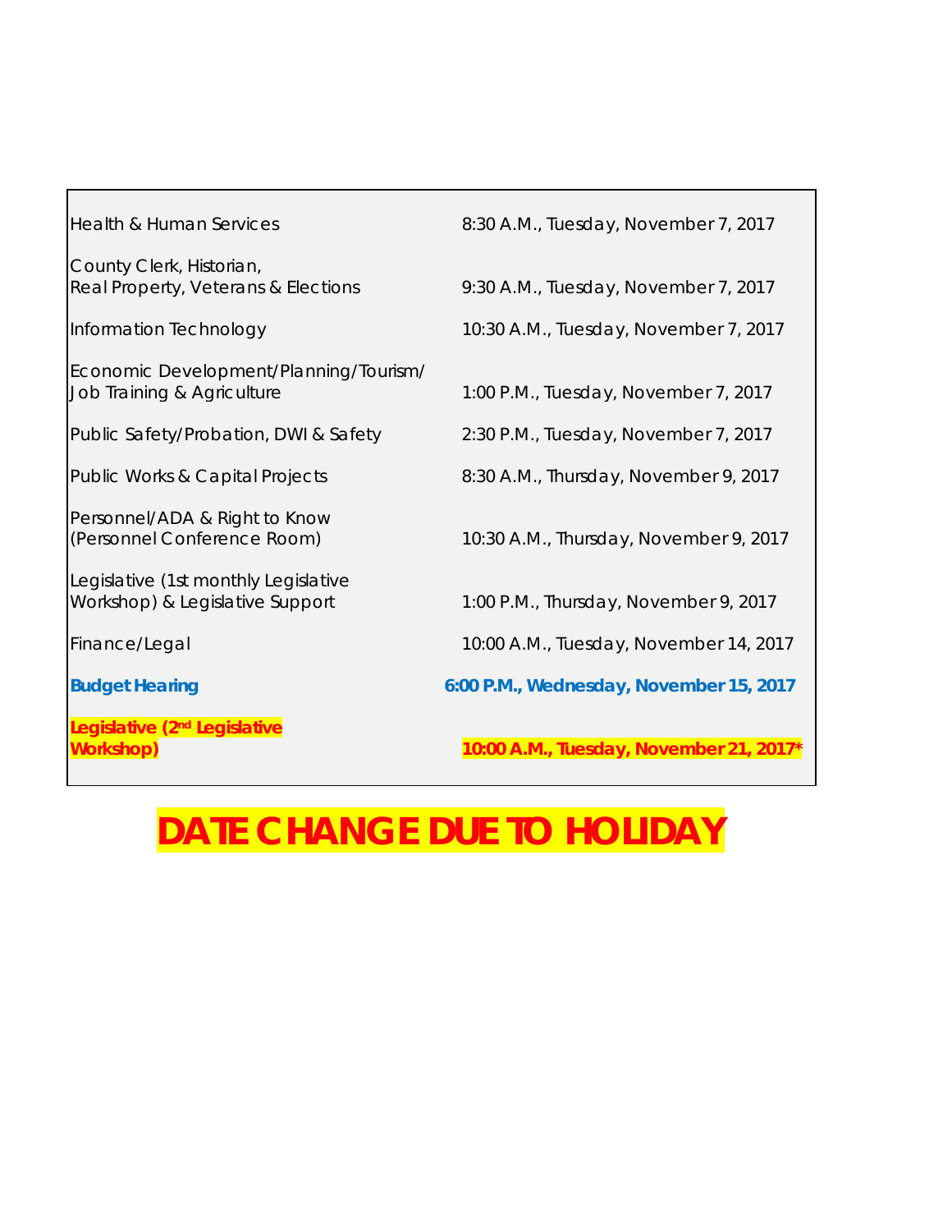| | |
|---|---|
| Health & Human Services | 8:30 A.M., Tuesday, November 7, 2017 |
| County Clerk, Historian, Real Property, Veterans & Elections | 9:30 A.M., Tuesday, November 7, 2017 |
| Information Technology | 10:30 A.M., Tuesday, November 7, 2017 |
| Economic Development/Planning/Tourism/ Job Training & Agriculture | 1:00 P.M., Tuesday, November 7, 2017 |
| Public Safety/Probation, DWI & Safety | 2:30 P.M., Tuesday, November 7, 2017 |
| Public Works & Capital Projects | 8:30 A.M., Thursday, November 9, 2017 |
| Personnel/ADA & Right to Know (Personnel Conference Room) | 10:30 A.M., Thursday, November 9, 2017 |
| Legislative (1st monthly Legislative Workshop) & Legislative Support | 1:00 P.M., Thursday, November 9, 2017 |
| Finance/Legal | 10:00 A.M., Tuesday, November 14, 2017 |
| **Budget Hearing** | **6:00 P.M., Wednesday, November 15, 2017** |
| **Legislative (2nd Legislative Workshop)** | **10:00 A.M., Tuesday, November 21, 2017*** |

# DATE CHANGE DUE TO HOLIDAY